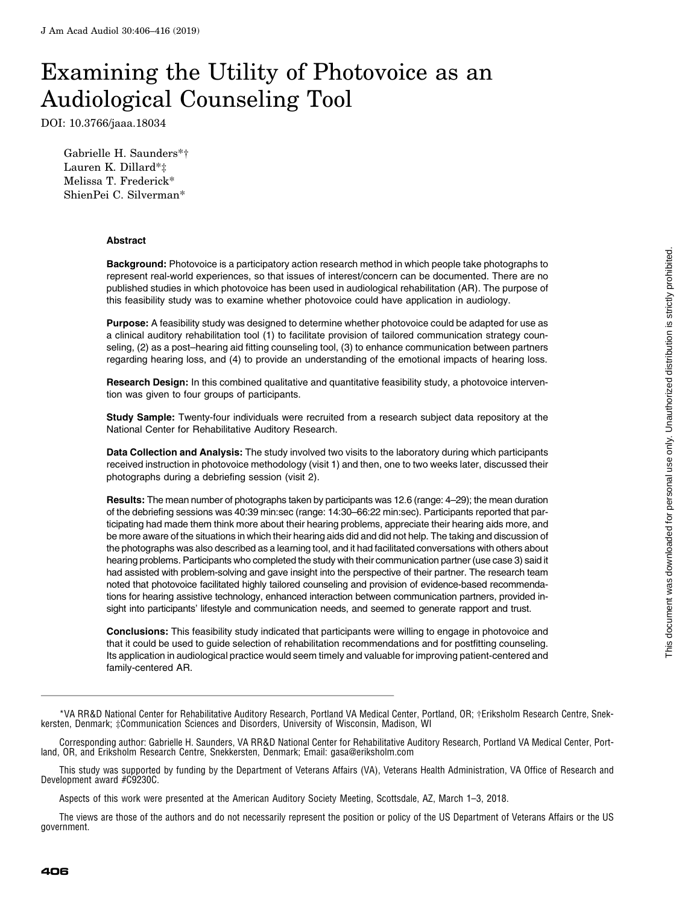# Examining the Utility of Photovoice as an Audiological Counseling Tool

DOI: 10.3766/jaaa.18034

Gabrielle H. Saunders*†
Lauren K. Dillard*‡
Melissa T. Frederick*
ShienPei C. Silverman*

### Abstract

**Background:** Photovoice is a participatory action research method in which people take photographs to represent real-world experiences, so that issues of interest/concern can be documented. There are no published studies in which photovoice has been used in audiological rehabilitation (AR). The purpose of this feasibility study was to examine whether photovoice could have application in audiology.

**Purpose:** A feasibility study was designed to determine whether photovoice could be adapted for use as a clinical auditory rehabilitation tool (1) to facilitate provision of tailored communication strategy counseling, (2) as a post–hearing aid fitting counseling tool, (3) to enhance communication between partners regarding hearing loss, and (4) to provide an understanding of the emotional impacts of hearing loss.

**Research Design:** In this combined qualitative and quantitative feasibility study, a photovoice intervention was given to four groups of participants.

**Study Sample:** Twenty-four individuals were recruited from a research subject data repository at the National Center for Rehabilitative Auditory Research.

**Data Collection and Analysis:** The study involved two visits to the laboratory during which participants received instruction in photovoice methodology (visit 1) and then, one to two weeks later, discussed their photographs during a debriefing session (visit 2).

**Results:** The mean number of photographs taken by participants was 12.6 (range: 4–29); the mean duration of the debriefing sessions was 40:39 min:sec (range: 14:30–66:22 min:sec). Participants reported that participating had made them think more about their hearing problems, appreciate their hearing aids more, and be more aware of the situations in which their hearing aids did and did not help. The taking and discussion of the photographs was also described as a learning tool, and it had facilitated conversations with others about hearing problems. Participants who completed the study with their communication partner (use case 3) said it had assisted with problem-solving and gave insight into the perspective of their partner. The research team noted that photovoice facilitated highly tailored counseling and provision of evidence-based recommendations for hearing assistive technology, enhanced interaction between communication partners, provided insight into participants' lifestyle and communication needs, and seemed to generate rapport and trust.

**Conclusions:** This feasibility study indicated that participants were willing to engage in photovoice and that it could be used to guide selection of rehabilitation recommendations and for postfitting counseling. Its application in audiological practice would seem timely and valuable for improving patient-centered and family-centered AR.

---

*VA RR&D National Center for Rehabilitative Auditory Research, Portland VA Medical Center, Portland, OR; †Eriksholm Research Centre, Snekkersten, Denmark; ‡Communication Sciences and Disorders, University of Wisconsin, Madison, WI

Corresponding author: Gabrielle H. Saunders, VA RR&D National Center for Rehabilitative Auditory Research, Portland VA Medical Center, Portland, OR, and Eriksholm Research Centre, Snekkersten, Denmark; Email: gasa@eriksholm.com

This study was supported by funding by the Department of Veterans Affairs (VA), Veterans Health Administration, VA Office of Research and Development award #C9230C.

Aspects of this work were presented at the American Auditory Society Meeting, Scottsdale, AZ, March 1–3, 2018.

The views are those of the authors and do not necessarily represent the position or policy of the US Department of Veterans Affairs or the US government.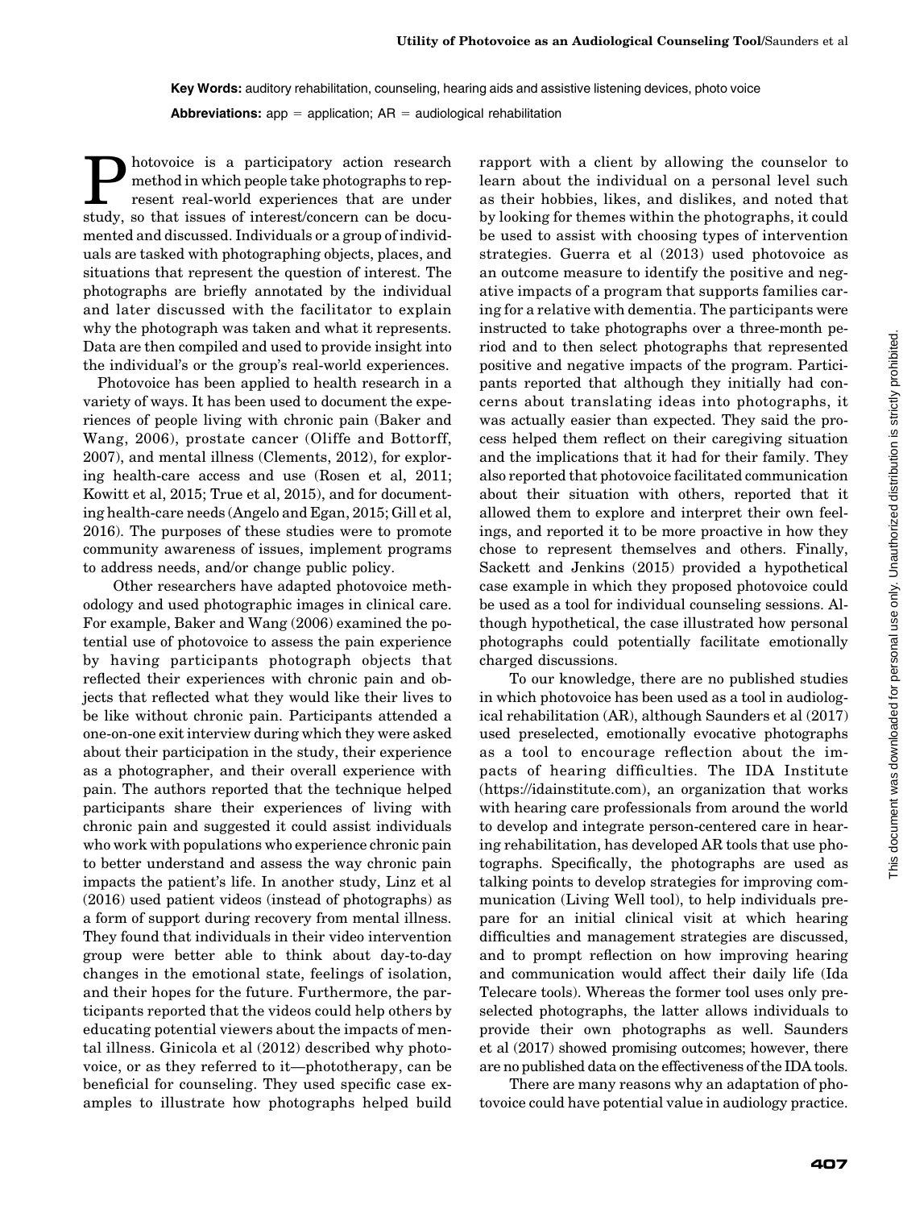**Key Words:** auditory rehabilitation, counseling, hearing aids and assistive listening devices, photo voice

**Abbreviations:** app = application; AR = audiological rehabilitation

Photovoice is a participatory action research method in which people take photographs to represent real-world experiences that are under study, so that issues of interest/concern can be documented and discussed. Individuals or a group of individuals are tasked with photographing objects, places, and situations that represent the question of interest. The photographs are briefly annotated by the individual and later discussed with the facilitator to explain why the photograph was taken and what it represents. Data are then compiled and used to provide insight into the individual's or the group's real-world experiences.

Photovoice has been applied to health research in a variety of ways. It has been used to document the experiences of people living with chronic pain (Baker and Wang, 2006), prostate cancer (Oliffe and Bottorff, 2007), and mental illness (Clements, 2012), for exploring health-care access and use (Rosen et al, 2011; Kowitt et al, 2015; True et al, 2015), and for documenting health-care needs (Angelo and Egan, 2015; Gill et al, 2016). The purposes of these studies were to promote community awareness of issues, implement programs to address needs, and/or change public policy.

Other researchers have adapted photovoice methodology and used photographic images in clinical care. For example, Baker and Wang (2006) examined the potential use of photovoice to assess the pain experience by having participants photograph objects that reflected their experiences with chronic pain and objects that reflected what they would like their lives to be like without chronic pain. Participants attended a one-on-one exit interview during which they were asked about their participation in the study, their experience as a photographer, and their overall experience with pain. The authors reported that the technique helped participants share their experiences of living with chronic pain and suggested it could assist individuals who work with populations who experience chronic pain to better understand and assess the way chronic pain impacts the patient's life. In another study, Linz et al (2016) used patient videos (instead of photographs) as a form of support during recovery from mental illness. They found that individuals in their video intervention group were better able to think about day-to-day changes in the emotional state, feelings of isolation, and their hopes for the future. Furthermore, the participants reported that the videos could help others by educating potential viewers about the impacts of mental illness. Ginicola et al (2012) described why photovoice, or as they referred to it—phototherapy, can be beneficial for counseling. They used specific case examples to illustrate how photographs helped build rapport with a client by allowing the counselor to learn about the individual on a personal level such as their hobbies, likes, and dislikes, and noted that by looking for themes within the photographs, it could be used to assist with choosing types of intervention strategies. Guerra et al (2013) used photovoice as an outcome measure to identify the positive and negative impacts of a program that supports families caring for a relative with dementia. The participants were instructed to take photographs over a three-month period and to then select photographs that represented positive and negative impacts of the program. Participants reported that although they initially had concerns about translating ideas into photographs, it was actually easier than expected. They said the process helped them reflect on their caregiving situation and the implications that it had for their family. They also reported that photovoice facilitated communication about their situation with others, reported that it allowed them to explore and interpret their own feelings, and reported it to be more proactive in how they chose to represent themselves and others. Finally, Sackett and Jenkins (2015) provided a hypothetical case example in which they proposed photovoice could be used as a tool for individual counseling sessions. Although hypothetical, the case illustrated how personal photographs could potentially facilitate emotionally charged discussions.

To our knowledge, there are no published studies in which photovoice has been used as a tool in audiological rehabilitation (AR), although Saunders et al (2017) used preselected, emotionally evocative photographs as a tool to encourage reflection about the impacts of hearing difficulties. The IDA Institute (https://idainstitute.com), an organization that works with hearing care professionals from around the world to develop and integrate person-centered care in hearing rehabilitation, has developed AR tools that use photographs. Specifically, the photographs are used as talking points to develop strategies for improving communication (Living Well tool), to help individuals prepare for an initial clinical visit at which hearing difficulties and management strategies are discussed, and to prompt reflection on how improving hearing and communication would affect their daily life (Ida Telecare tools). Whereas the former tool uses only preselected photographs, the latter allows individuals to provide their own photographs as well. Saunders et al (2017) showed promising outcomes; however, there are no published data on the effectiveness of the IDA tools.

There are many reasons why an adaptation of photovoice could have potential value in audiology practice.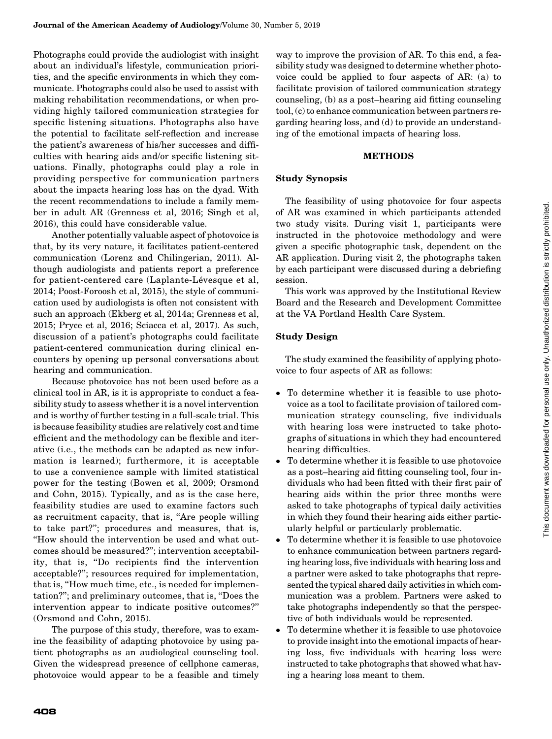Photographs could provide the audiologist with insight about an individual's lifestyle, communication priorities, and the specific environments in which they communicate. Photographs could also be used to assist with making rehabilitation recommendations, or when providing highly tailored communication strategies for specific listening situations. Photographs also have the potential to facilitate self-reflection and increase the patient's awareness of his/her successes and difficulties with hearing aids and/or specific listening situations. Finally, photographs could play a role in providing perspective for communication partners about the impacts hearing loss has on the dyad. With the recent recommendations to include a family member in adult AR (Grenness et al, 2016; Singh et al, 2016), this could have considerable value.

Another potentially valuable aspect of photovoice is that, by its very nature, it facilitates patient-centered communication (Lorenz and Chilingerian, 2011). Although audiologists and patients report a preference for patient-centered care (Laplante-Lévesque et al, 2014; Poost-Foroosh et al, 2015), the style of communication used by audiologists is often not consistent with such an approach (Ekberg et al, 2014a; Grenness et al, 2015; Pryce et al, 2016; Sciacca et al, 2017). As such, discussion of a patient's photographs could facilitate patient-centered communication during clinical encounters by opening up personal conversations about hearing and communication.

Because photovoice has not been used before as a clinical tool in AR, is it is appropriate to conduct a feasibility study to assess whether it is a novel intervention and is worthy of further testing in a full-scale trial. This is because feasibility studies are relatively cost and time efficient and the methodology can be flexible and iterative (i.e., the methods can be adapted as new information is learned); furthermore, it is acceptable to use a convenience sample with limited statistical power for the testing (Bowen et al, 2009; Orsmond and Cohn, 2015). Typically, and as is the case here, feasibility studies are used to examine factors such as recruitment capacity, that is, "Are people willing to take part?"; procedures and measures, that is, "How should the intervention be used and what outcomes should be measured?"; intervention acceptability, that is, "Do recipients find the intervention acceptable?"; resources required for implementation, that is, "How much time, etc., is needed for implementation?"; and preliminary outcomes, that is, "Does the intervention appear to indicate positive outcomes?" (Orsmond and Cohn, 2015).

The purpose of this study, therefore, was to examine the feasibility of adapting photovoice by using patient photographs as an audiological counseling tool. Given the widespread presence of cellphone cameras, photovoice would appear to be a feasible and timely way to improve the provision of AR. To this end, a feasibility study was designed to determine whether photovoice could be applied to four aspects of AR: (a) to facilitate provision of tailored communication strategy counseling, (b) as a post–hearing aid fitting counseling tool, (c) to enhance communication between partners regarding hearing loss, and (d) to provide an understanding of the emotional impacts of hearing loss.

## METHODS

### Study Synopsis

The feasibility of using photovoice for four aspects of AR was examined in which participants attended two study visits. During visit 1, participants were instructed in the photovoice methodology and were given a specific photographic task, dependent on the AR application. During visit 2, the photographs taken by each participant were discussed during a debriefing session.

This work was approved by the Institutional Review Board and the Research and Development Committee at the VA Portland Health Care System.

### Study Design

The study examined the feasibility of applying photovoice to four aspects of AR as follows:

- To determine whether it is feasible to use photovoice as a tool to facilitate provision of tailored communication strategy counseling, five individuals with hearing loss were instructed to take photographs of situations in which they had encountered hearing difficulties.
- To determine whether it is feasible to use photovoice as a post–hearing aid fitting counseling tool, four individuals who had been fitted with their first pair of hearing aids within the prior three months were asked to take photographs of typical daily activities in which they found their hearing aids either particularly helpful or particularly problematic.
- To determine whether it is feasible to use photovoice to enhance communication between partners regarding hearing loss, five individuals with hearing loss and a partner were asked to take photographs that represented the typical shared daily activities in which communication was a problem. Partners were asked to take photographs independently so that the perspective of both individuals would be represented.
- To determine whether it is feasible to use photovoice to provide insight into the emotional impacts of hearing loss, five individuals with hearing loss were instructed to take photographs that showed what having a hearing loss meant to them.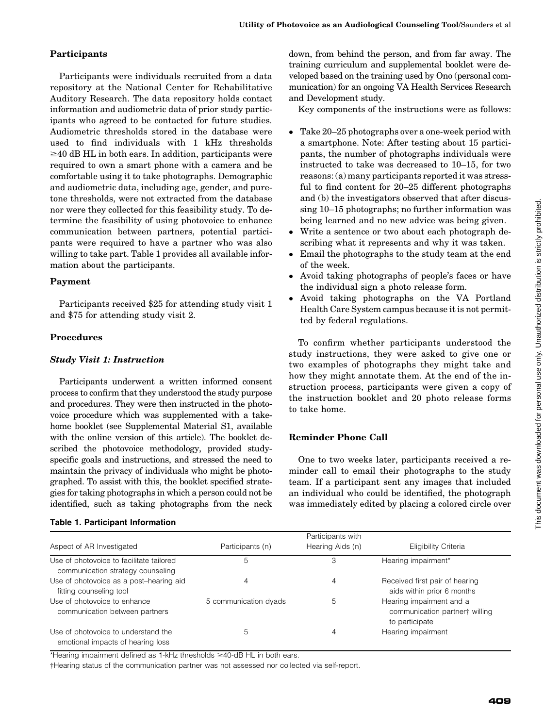### Participants

Participants were individuals recruited from a data repository at the National Center for Rehabilitative Auditory Research. The data repository holds contact information and audiometric data of prior study participants who agreed to be contacted for future studies. Audiometric thresholds stored in the database were used to find individuals with 1 kHz thresholds ≥40 dB HL in both ears. In addition, participants were required to own a smart phone with a camera and be comfortable using it to take photographs. Demographic and audiometric data, including age, gender, and pure-tone thresholds, were not extracted from the database nor were they collected for this feasibility study. To determine the feasibility of using photovoice to enhance communication between partners, potential participants were required to have a partner who was also willing to take part. Table 1 provides all available information about the participants.

### Payment

Participants received $25 for attending study visit 1 and $75 for attending study visit 2.

### Procedures

#### *Study Visit 1: Instruction*

Participants underwent a written informed consent process to confirm that they understood the study purpose and procedures. They were then instructed in the photovoice procedure which was supplemented with a take-home booklet (see Supplemental Material S1, available with the online version of this article). The booklet described the photovoice methodology, provided study-specific goals and instructions, and stressed the need to maintain the privacy of individuals who might be photographed. To assist with this, the booklet specified strategies for taking photographs in which a person could not be identified, such as taking photographs from the neck down, from behind the person, and from far away. The training curriculum and supplemental booklet were developed based on the training used by Ono (personal communication) for an ongoing VA Health Services Research and Development study.

Key components of the instructions were as follows:

- Take 20–25 photographs over a one-week period with a smartphone. Note: After testing about 15 participants, the number of photographs individuals were instructed to take was decreased to 10–15, for two reasons: (a) many participants reported it was stressful to find content for 20–25 different photographs and (b) the investigators observed that after discussing 10–15 photographs; no further information was being learned and no new advice was being given.
- Write a sentence or two about each photograph describing what it represents and why it was taken.
- Email the photographs to the study team at the end of the week.
- Avoid taking photographs of people's faces or have the individual sign a photo release form.
- Avoid taking photographs on the VA Portland Health Care System campus because it is not permitted by federal regulations.

To confirm whether participants understood the study instructions, they were asked to give one or two examples of photographs they might take and how they might annotate them. At the end of the instruction process, participants were given a copy of the instruction booklet and 20 photo release forms to take home.

### Reminder Phone Call

One to two weeks later, participants received a reminder call to email their photographs to the study team. If a participant sent any images that included an individual who could be identified, the photograph was immediately edited by placing a colored circle over

**Table 1. Participant Information**

| Aspect of AR Investigated | Participants (n) | Participants with Hearing Aids (n) | Eligibility Criteria |
|---|---|---|---|
| Use of photovoice to facilitate tailored communication strategy counseling | 5 | 3 | Hearing impairment* |
| Use of photovoice as a post–hearing aid fitting counseling tool | 4 | 4 | Received first pair of hearing aids within prior 6 months |
| Use of photovoice to enhance communication between partners | 5 communication dyads | 5 | Hearing impairment and a communication partner† willing to participate |
| Use of photovoice to understand the emotional impacts of hearing loss | 5 | 4 | Hearing impairment |

*Hearing impairment defined as 1-kHz thresholds ≥40-dB HL in both ears.

†Hearing status of the communication partner was not assessed nor collected via self-report.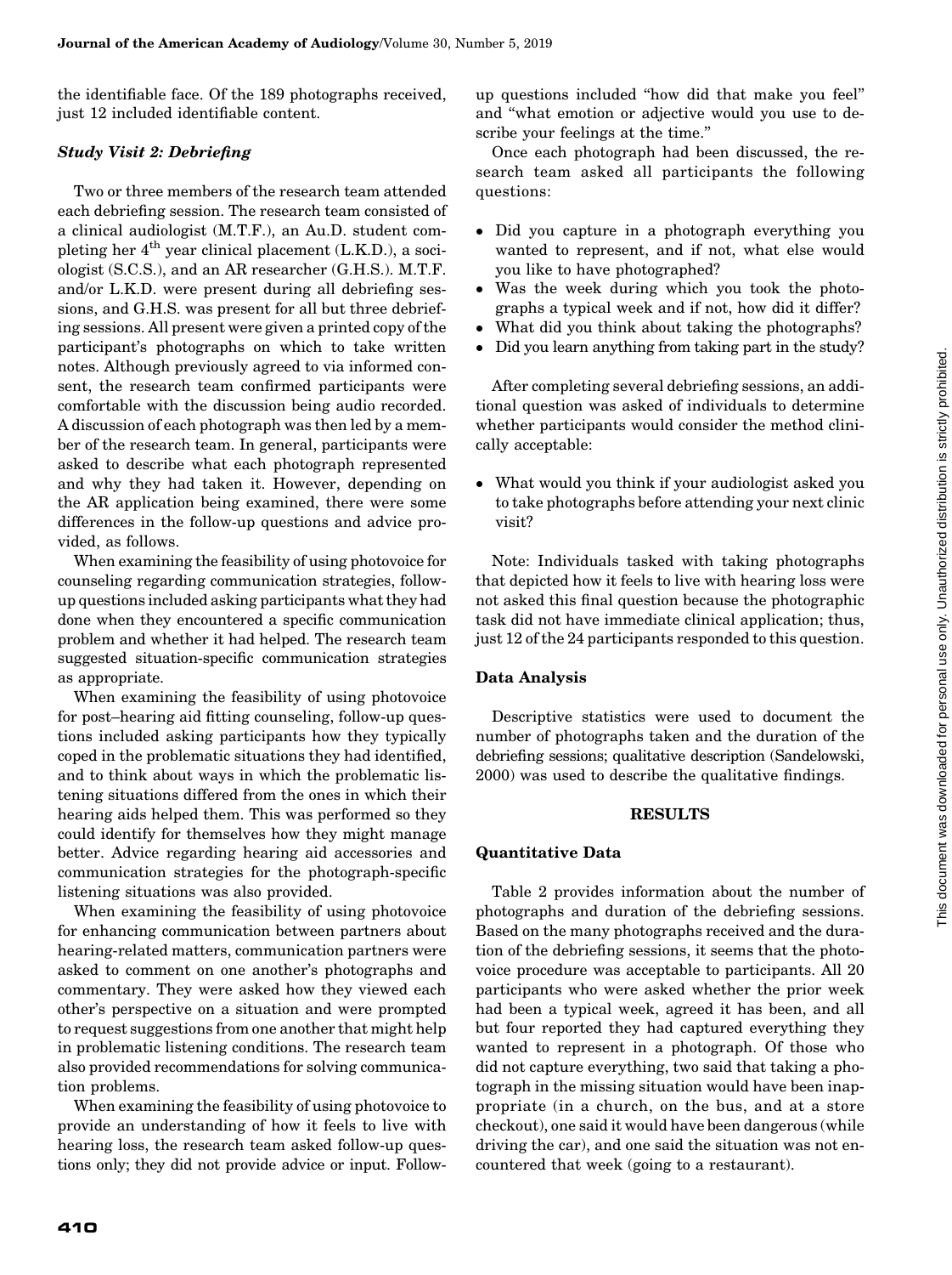the identifiable face. Of the 189 photographs received, just 12 included identifiable content.

### *Study Visit 2: Debriefing*

Two or three members of the research team attended each debriefing session. The research team consisted of a clinical audiologist (M.T.F.), an Au.D. student completing her 4th year clinical placement (L.K.D.), a sociologist (S.C.S.), and an AR researcher (G.H.S.). M.T.F. and/or L.K.D. were present during all debriefing sessions, and G.H.S. was present for all but three debriefing sessions. All present were given a printed copy of the participant's photographs on which to take written notes. Although previously agreed to via informed consent, the research team confirmed participants were comfortable with the discussion being audio recorded. A discussion of each photograph was then led by a member of the research team. In general, participants were asked to describe what each photograph represented and why they had taken it. However, depending on the AR application being examined, there were some differences in the follow-up questions and advice provided, as follows.

When examining the feasibility of using photovoice for counseling regarding communication strategies, follow-up questions included asking participants what they had done when they encountered a specific communication problem and whether it had helped. The research team suggested situation-specific communication strategies as appropriate.

When examining the feasibility of using photovoice for post–hearing aid fitting counseling, follow-up questions included asking participants how they typically coped in the problematic situations they had identified, and to think about ways in which the problematic listening situations differed from the ones in which their hearing aids helped them. This was performed so they could identify for themselves how they might manage better. Advice regarding hearing aid accessories and communication strategies for the photograph-specific listening situations was also provided.

When examining the feasibility of using photovoice for enhancing communication between partners about hearing-related matters, communication partners were asked to comment on one another's photographs and commentary. They were asked how they viewed each other's perspective on a situation and were prompted to request suggestions from one another that might help in problematic listening conditions. The research team also provided recommendations for solving communication problems.

When examining the feasibility of using photovoice to provide an understanding of how it feels to live with hearing loss, the research team asked follow-up questions only; they did not provide advice or input. Follow-up questions included "how did that make you feel" and "what emotion or adjective would you use to describe your feelings at the time."

Once each photograph had been discussed, the research team asked all participants the following questions:

- Did you capture in a photograph everything you wanted to represent, and if not, what else would you like to have photographed?
- Was the week during which you took the photographs a typical week and if not, how did it differ?
- What did you think about taking the photographs?
- Did you learn anything from taking part in the study?

After completing several debriefing sessions, an additional question was asked of individuals to determine whether participants would consider the method clinically acceptable:

- What would you think if your audiologist asked you to take photographs before attending your next clinic visit?

Note: Individuals tasked with taking photographs that depicted how it feels to live with hearing loss were not asked this final question because the photographic task did not have immediate clinical application; thus, just 12 of the 24 participants responded to this question.

## Data Analysis

Descriptive statistics were used to document the number of photographs taken and the duration of the debriefing sessions; qualitative description (Sandelowski, 2000) was used to describe the qualitative findings.

## RESULTS

### Quantitative Data

Table 2 provides information about the number of photographs and duration of the debriefing sessions. Based on the many photographs received and the duration of the debriefing sessions, it seems that the photovoice procedure was acceptable to participants. All 20 participants who were asked whether the prior week had been a typical week, agreed it has been, and all but four reported they had captured everything they wanted to represent in a photograph. Of those who did not capture everything, two said that taking a photograph in the missing situation would have been inappropriate (in a church, on the bus, and at a store checkout), one said it would have been dangerous (while driving the car), and one said the situation was not encountered that week (going to a restaurant).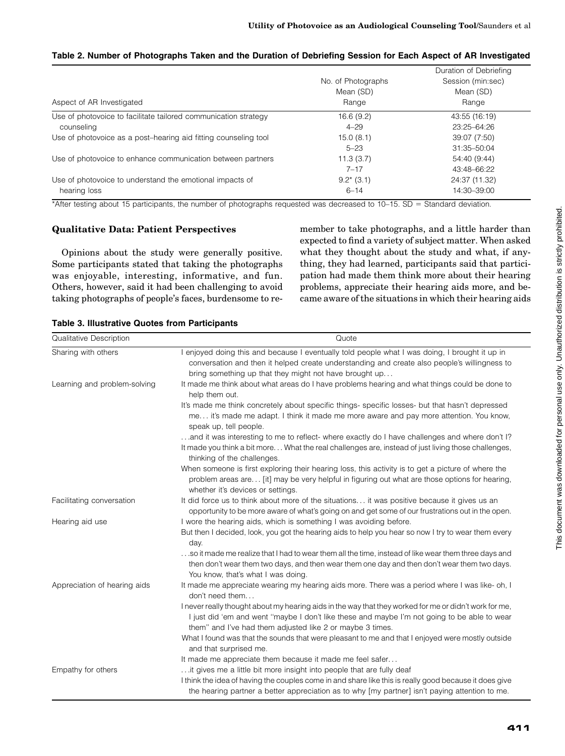**Table 2. Number of Photographs Taken and the Duration of Debriefing Session for Each Aspect of AR Investigated**

| Aspect of AR Investigated | No. of Photographs Mean (SD) Range | Duration of Debriefing Session (min:sec) Mean (SD) Range |
|---|---|---|
| Use of photovoice to facilitate tailored communication strategy counseling | 16.6 (9.2) 4–29 | 43:55 (16:19) 23:25–64:26 |
| Use of photovoice as a post–hearing aid fitting counseling tool | 15.0 (8.1) 5–23 | 39:07 (7:50) 31:35–50:04 |
| Use of photovoice to enhance communication between partners | 11.3 (3.7) 7–17 | 54:40 (9:44) 43:48–66:22 |
| Use of photovoice to understand the emotional impacts of hearing loss | 9.2* (3.1) 6–14 | 24:37 (11.32) 14:30–39:00 |

*After testing about 15 participants, the number of photographs requested was decreased to 10–15. SD = Standard deviation.

### Qualitative Data: Patient Perspectives

Opinions about the study were generally positive. Some participants stated that taking the photographs was enjoyable, interesting, informative, and fun. Others, however, said it had been challenging to avoid taking photographs of people's faces, burdensome to remember to take photographs, and a little harder than expected to find a variety of subject matter. When asked what they thought about the study and what, if anything, they had learned, participants said that participation had made them think more about their hearing problems, appreciate their hearing aids more, and became aware of the situations in which their hearing aids

**Table 3. Illustrative Quotes from Participants**

| Qualitative Description | Quote |
|---|---|
| Sharing with others | I enjoyed doing this and because I eventually told people what I was doing, I brought it up in conversation and then it helped create understanding and create also people's willingness to bring something up that they might not have brought up... |
| Learning and problem-solving | It made me think about what areas do I have problems hearing and what things could be done to help them out. |
| | It's made me think concretely about specific things- specific losses- but that hasn't depressed me... it's made me adapt. I think it made me more aware and pay more attention. You know, speak up, tell people. |
| | ...and it was interesting to me to reflect- where exactly do I have challenges and where don't I? |
| | It made you think a bit more... What the real challenges are, instead of just living those challenges, thinking of the challenges. |
| | When someone is first exploring their hearing loss, this activity is to get a picture of where the problem areas are... [it] may be very helpful in figuring out what are those options for hearing, whether it's devices or settings. |
| Facilitating conversation | It did force us to think about more of the situations... it was positive because it gives us an opportunity to be more aware of what's going on and get some of our frustrations out in the open. |
| Hearing aid use | I wore the hearing aids, which is something I was avoiding before. |
| | But then I decided, look, you got the hearing aids to help you hear so now I try to wear them every day. |
| | ...so it made me realize that I had to wear them all the time, instead of like wear them three days and then don't wear them two days, and then wear them one day and then don't wear them two days. You know, that's what I was doing. |
| Appreciation of hearing aids | It made me appreciate wearing my hearing aids more. There was a period where I was like- oh, I don't need them... |
| | I never really thought about my hearing aids in the way that they worked for me or didn't work for me, I just did 'em and went "maybe I don't like these and maybe I'm not going to be able to wear them" and I've had them adjusted like 2 or maybe 3 times. |
| | What I found was that the sounds that were pleasant to me and that I enjoyed were mostly outside and that surprised me. |
| | It made me appreciate them because it made me feel safer... |
| Empathy for others | ...it gives me a little bit more insight into people that are fully deaf |
| | I think the idea of having the couples come in and share like this is really good because it does give the hearing partner a better appreciation as to why [my partner] isn't paying attention to me. |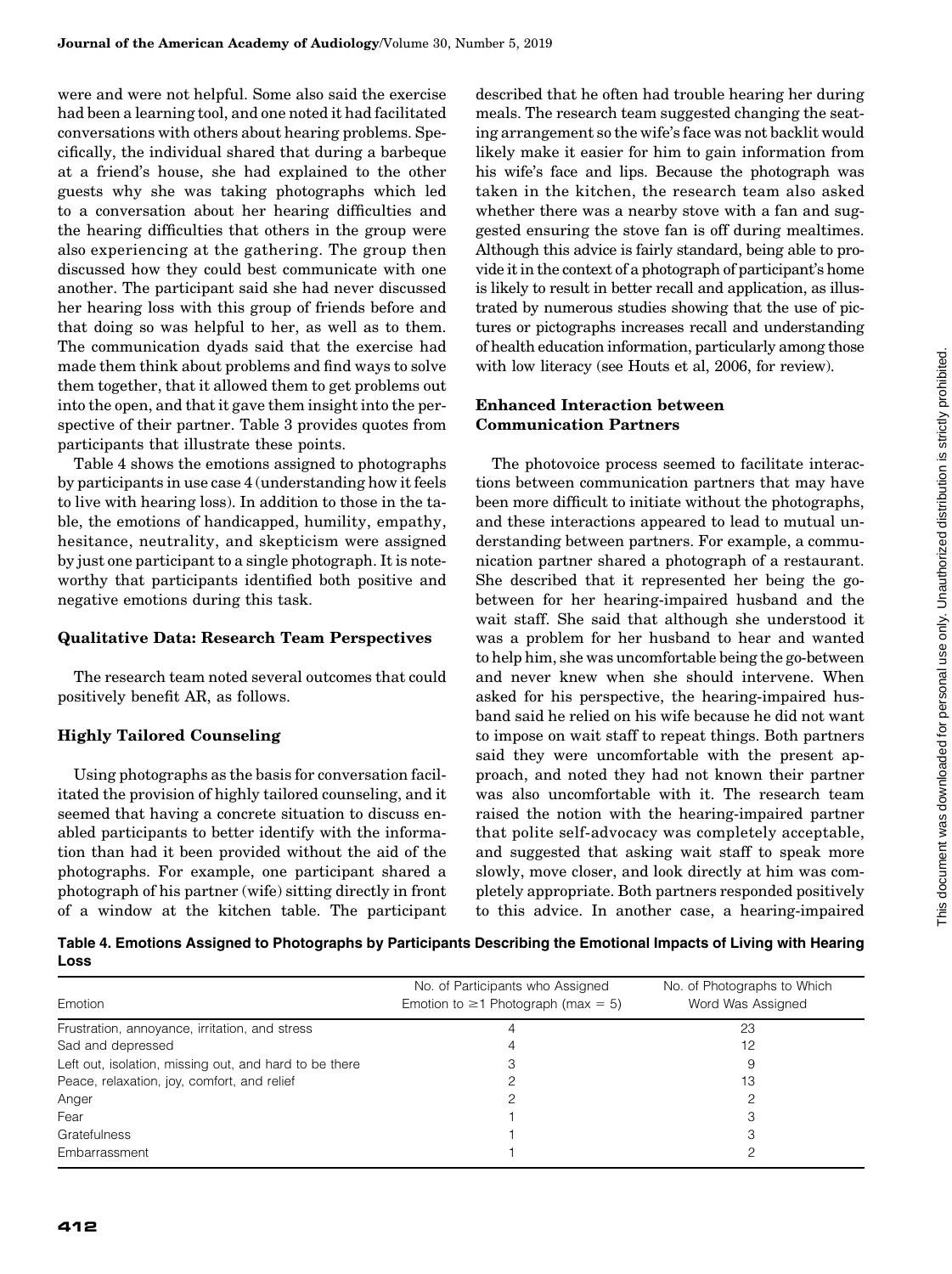were and were not helpful. Some also said the exercise had been a learning tool, and one noted it had facilitated conversations with others about hearing problems. Specifically, the individual shared that during a barbeque at a friend's house, she had explained to the other guests why she was taking photographs which led to a conversation about her hearing difficulties and the hearing difficulties that others in the group were also experiencing at the gathering. The group then discussed how they could best communicate with one another. The participant said she had never discussed her hearing loss with this group of friends before and that doing so was helpful to her, as well as to them. The communication dyads said that the exercise had made them think about problems and find ways to solve them together, that it allowed them to get problems out into the open, and that it gave them insight into the perspective of their partner. Table 3 provides quotes from participants that illustrate these points.

Table 4 shows the emotions assigned to photographs by participants in use case 4 (understanding how it feels to live with hearing loss). In addition to those in the table, the emotions of handicapped, humility, empathy, hesitance, neutrality, and skepticism were assigned by just one participant to a single photograph. It is noteworthy that participants identified both positive and negative emotions during this task.

### Qualitative Data: Research Team Perspectives

The research team noted several outcomes that could positively benefit AR, as follows.

### Highly Tailored Counseling

Using photographs as the basis for conversation facilitated the provision of highly tailored counseling, and it seemed that having a concrete situation to discuss enabled participants to better identify with the information than had it been provided without the aid of the photographs. For example, one participant shared a photograph of his partner (wife) sitting directly in front of a window at the kitchen table. The participant described that he often had trouble hearing her during meals. The research team suggested changing the seating arrangement so the wife's face was not backlit would likely make it easier for him to gain information from his wife's face and lips. Because the photograph was taken in the kitchen, the research team also asked whether there was a nearby stove with a fan and suggested ensuring the stove fan is off during mealtimes. Although this advice is fairly standard, being able to provide it in the context of a photograph of participant's home is likely to result in better recall and application, as illustrated by numerous studies showing that the use of pictures or pictographs increases recall and understanding of health education information, particularly among those with low literacy (see Houts et al, 2006, for review).

### Enhanced Interaction between Communication Partners

The photovoice process seemed to facilitate interactions between communication partners that may have been more difficult to initiate without the photographs, and these interactions appeared to lead to mutual understanding between partners. For example, a communication partner shared a photograph of a restaurant. She described that it represented her being the go-between for her hearing-impaired husband and the wait staff. She said that although she understood it was a problem for her husband to hear and wanted to help him, she was uncomfortable being the go-between and never knew when she should intervene. When asked for his perspective, the hearing-impaired husband said he relied on his wife because he did not want to impose on wait staff to repeat things. Both partners said they were uncomfortable with the present approach, and noted they had not known their partner was also uncomfortable with it. The research team raised the notion with the hearing-impaired partner that polite self-advocacy was completely acceptable, and suggested that asking wait staff to speak more slowly, move closer, and look directly at him was completely appropriate. Both partners responded positively to this advice. In another case, a hearing-impaired

**Table 4. Emotions Assigned to Photographs by Participants Describing the Emotional Impacts of Living with Hearing Loss**

| Emotion | No. of Participants who Assigned Emotion to ≥1 Photograph (max = 5) | No. of Photographs to Which Word Was Assigned |
|---|---|---|
| Frustration, annoyance, irritation, and stress | 4 | 23 |
| Sad and depressed | 4 | 12 |
| Left out, isolation, missing out, and hard to be there | 3 | 9 |
| Peace, relaxation, joy, comfort, and relief | 2 | 13 |
| Anger | 2 | 2 |
| Fear | 1 | 3 |
| Gratefulness | 1 | 3 |
| Embarrassment | 1 | 2 |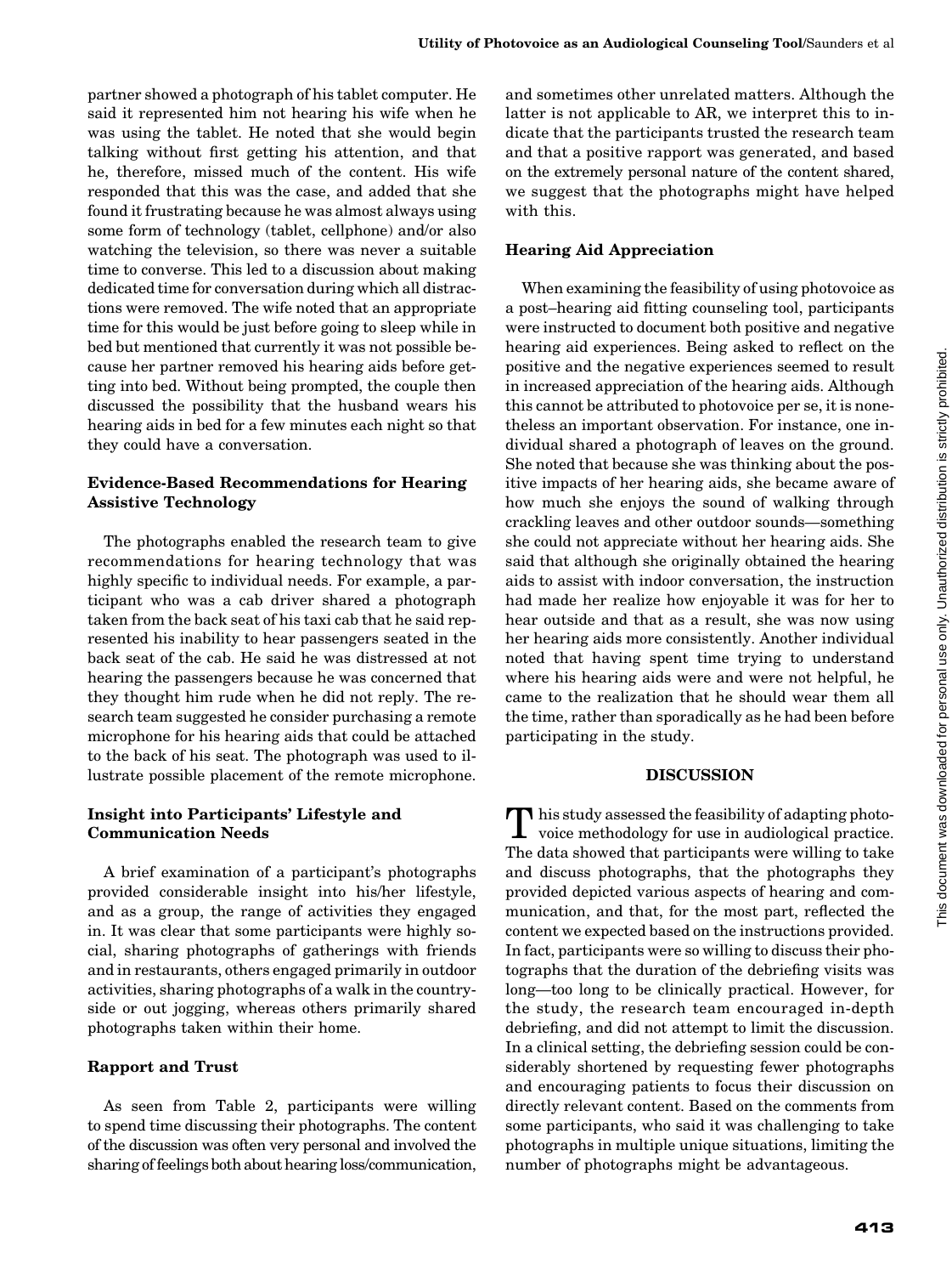partner showed a photograph of his tablet computer. He said it represented him not hearing his wife when he was using the tablet. He noted that she would begin talking without first getting his attention, and that he, therefore, missed much of the content. His wife responded that this was the case, and added that she found it frustrating because he was almost always using some form of technology (tablet, cellphone) and/or also watching the television, so there was never a suitable time to converse. This led to a discussion about making dedicated time for conversation during which all distractions were removed. The wife noted that an appropriate time for this would be just before going to sleep while in bed but mentioned that currently it was not possible because her partner removed his hearing aids before getting into bed. Without being prompted, the couple then discussed the possibility that the husband wears his hearing aids in bed for a few minutes each night so that they could have a conversation.

### Evidence-Based Recommendations for Hearing Assistive Technology

The photographs enabled the research team to give recommendations for hearing technology that was highly specific to individual needs. For example, a participant who was a cab driver shared a photograph taken from the back seat of his taxi cab that he said represented his inability to hear passengers seated in the back seat of the cab. He said he was distressed at not hearing the passengers because he was concerned that they thought him rude when he did not reply. The research team suggested he consider purchasing a remote microphone for his hearing aids that could be attached to the back of his seat. The photograph was used to illustrate possible placement of the remote microphone.

### Insight into Participants' Lifestyle and Communication Needs

A brief examination of a participant's photographs provided considerable insight into his/her lifestyle, and as a group, the range of activities they engaged in. It was clear that some participants were highly social, sharing photographs of gatherings with friends and in restaurants, others engaged primarily in outdoor activities, sharing photographs of a walk in the countryside or out jogging, whereas others primarily shared photographs taken within their home.

### Rapport and Trust

As seen from Table 2, participants were willing to spend time discussing their photographs. The content of the discussion was often very personal and involved the sharing of feelings both about hearing loss/communication, and sometimes other unrelated matters. Although the latter is not applicable to AR, we interpret this to indicate that the participants trusted the research team and that a positive rapport was generated, and based on the extremely personal nature of the content shared, we suggest that the photographs might have helped with this.

### Hearing Aid Appreciation

When examining the feasibility of using photovoice as a post–hearing aid fitting counseling tool, participants were instructed to document both positive and negative hearing aid experiences. Being asked to reflect on the positive and the negative experiences seemed to result in increased appreciation of the hearing aids. Although this cannot be attributed to photovoice per se, it is nonetheless an important observation. For instance, one individual shared a photograph of leaves on the ground. She noted that because she was thinking about the positive impacts of her hearing aids, she became aware of how much she enjoys the sound of walking through crackling leaves and other outdoor sounds—something she could not appreciate without her hearing aids. She said that although she originally obtained the hearing aids to assist with indoor conversation, the instruction had made her realize how enjoyable it was for her to hear outside and that as a result, she was now using her hearing aids more consistently. Another individual noted that having spent time trying to understand where his hearing aids were and were not helpful, he came to the realization that he should wear them all the time, rather than sporadically as he had been before participating in the study.

## DISCUSSION

This study assessed the feasibility of adapting photovoice methodology for use in audiological practice. The data showed that participants were willing to take and discuss photographs, that the photographs they provided depicted various aspects of hearing and communication, and that, for the most part, reflected the content we expected based on the instructions provided. In fact, participants were so willing to discuss their photographs that the duration of the debriefing visits was long—too long to be clinically practical. However, for the study, the research team encouraged in-depth debriefing, and did not attempt to limit the discussion. In a clinical setting, the debriefing session could be considerably shortened by requesting fewer photographs and encouraging patients to focus their discussion on directly relevant content. Based on the comments from some participants, who said it was challenging to take photographs in multiple unique situations, limiting the number of photographs might be advantageous.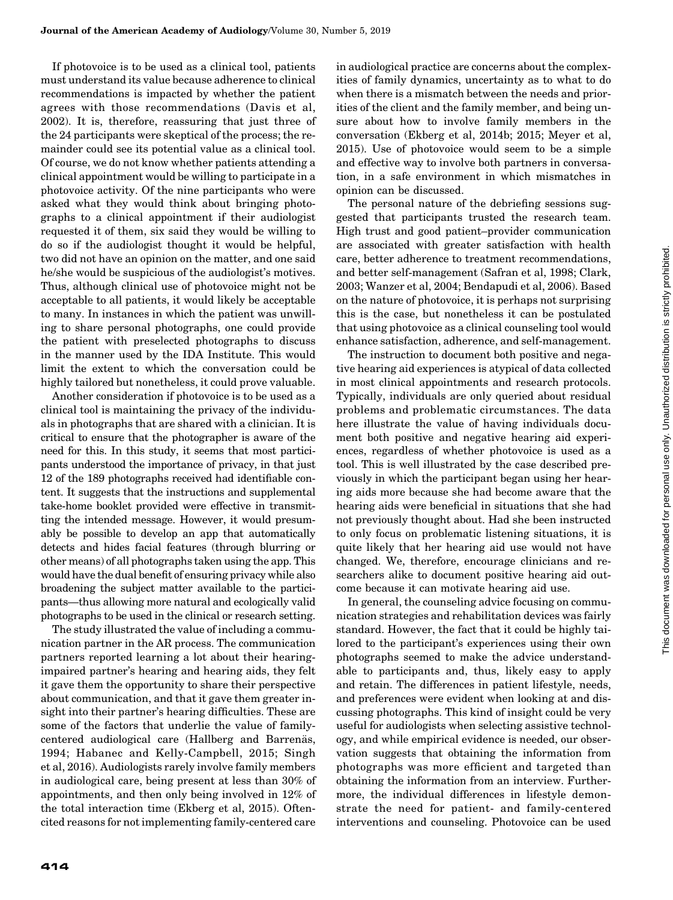If photovoice is to be used as a clinical tool, patients must understand its value because adherence to clinical recommendations is impacted by whether the patient agrees with those recommendations (Davis et al, 2002). It is, therefore, reassuring that just three of the 24 participants were skeptical of the process; the remainder could see its potential value as a clinical tool. Of course, we do not know whether patients attending a clinical appointment would be willing to participate in a photovoice activity. Of the nine participants who were asked what they would think about bringing photographs to a clinical appointment if their audiologist requested it of them, six said they would be willing to do so if the audiologist thought it would be helpful, two did not have an opinion on the matter, and one said he/she would be suspicious of the audiologist's motives. Thus, although clinical use of photovoice might not be acceptable to all patients, it would likely be acceptable to many. In instances in which the patient was unwilling to share personal photographs, one could provide the patient with preselected photographs to discuss in the manner used by the IDA Institute. This would limit the extent to which the conversation could be highly tailored but nonetheless, it could prove valuable.

Another consideration if photovoice is to be used as a clinical tool is maintaining the privacy of the individuals in photographs that are shared with a clinician. It is critical to ensure that the photographer is aware of the need for this. In this study, it seems that most participants understood the importance of privacy, in that just 12 of the 189 photographs received had identifiable content. It suggests that the instructions and supplemental take-home booklet provided were effective in transmitting the intended message. However, it would presumably be possible to develop an app that automatically detects and hides facial features (through blurring or other means) of all photographs taken using the app. This would have the dual benefit of ensuring privacy while also broadening the subject matter available to the participants—thus allowing more natural and ecologically valid photographs to be used in the clinical or research setting.

The study illustrated the value of including a communication partner in the AR process. The communication partners reported learning a lot about their hearing-impaired partner's hearing and hearing aids, they felt it gave them the opportunity to share their perspective about communication, and that it gave them greater insight into their partner's hearing difficulties. These are some of the factors that underlie the value of family-centered audiological care (Hallberg and Barrenäs, 1994; Habanec and Kelly-Campbell, 2015; Singh et al, 2016). Audiologists rarely involve family members in audiological care, being present at less than 30% of appointments, and then only being involved in 12% of the total interaction time (Ekberg et al, 2015). Often-cited reasons for not implementing family-centered care in audiological practice are concerns about the complexities of family dynamics, uncertainty as to what to do when there is a mismatch between the needs and priorities of the client and the family member, and being unsure about how to involve family members in the conversation (Ekberg et al, 2014b; 2015; Meyer et al, 2015). Use of photovoice would seem to be a simple and effective way to involve both partners in conversation, in a safe environment in which mismatches in opinion can be discussed.

The personal nature of the debriefing sessions suggested that participants trusted the research team. High trust and good patient–provider communication are associated with greater satisfaction with health care, better adherence to treatment recommendations, and better self-management (Safran et al, 1998; Clark, 2003; Wanzer et al, 2004; Bendapudi et al, 2006). Based on the nature of photovoice, it is perhaps not surprising this is the case, but nonetheless it can be postulated that using photovoice as a clinical counseling tool would enhance satisfaction, adherence, and self-management.

The instruction to document both positive and negative hearing aid experiences is atypical of data collected in most clinical appointments and research protocols. Typically, individuals are only queried about residual problems and problematic circumstances. The data here illustrate the value of having individuals document both positive and negative hearing aid experiences, regardless of whether photovoice is used as a tool. This is well illustrated by the case described previously in which the participant began using her hearing aids more because she had become aware that the hearing aids were beneficial in situations that she had not previously thought about. Had she been instructed to only focus on problematic listening situations, it is quite likely that her hearing aid use would not have changed. We, therefore, encourage clinicians and researchers alike to document positive hearing aid outcome because it can motivate hearing aid use.

In general, the counseling advice focusing on communication strategies and rehabilitation devices was fairly standard. However, the fact that it could be highly tailored to the participant's experiences using their own photographs seemed to make the advice understandable to participants and, thus, likely easy to apply and retain. The differences in patient lifestyle, needs, and preferences were evident when looking at and discussing photographs. This kind of insight could be very useful for audiologists when selecting assistive technology, and while empirical evidence is needed, our observation suggests that obtaining the information from photographs was more efficient and targeted than obtaining the information from an interview. Furthermore, the individual differences in lifestyle demonstrate the need for patient- and family-centered interventions and counseling. Photovoice can be used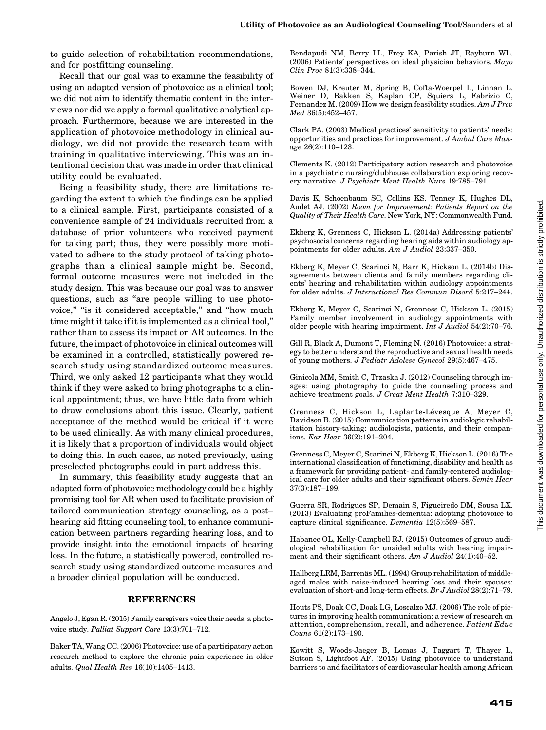to guide selection of rehabilitation recommendations, and for postfitting counseling.

Recall that our goal was to examine the feasibility of using an adapted version of photovoice as a clinical tool; we did not aim to identify thematic content in the interviews nor did we apply a formal qualitative analytical approach. Furthermore, because we are interested in the application of photovoice methodology in clinical audiology, we did not provide the research team with training in qualitative interviewing. This was an intentional decision that was made in order that clinical utility could be evaluated.

Being a feasibility study, there are limitations regarding the extent to which the findings can be applied to a clinical sample. First, participants consisted of a convenience sample of 24 individuals recruited from a database of prior volunteers who received payment for taking part; thus, they were possibly more motivated to adhere to the study protocol of taking photographs than a clinical sample might be. Second, formal outcome measures were not included in the study design. This was because our goal was to answer questions, such as "are people willing to use photovoice," "is it considered acceptable," and "how much time might it take if it is implemented as a clinical tool," rather than to assess its impact on AR outcomes. In the future, the impact of photovoice in clinical outcomes will be examined in a controlled, statistically powered research study using standardized outcome measures. Third, we only asked 12 participants what they would think if they were asked to bring photographs to a clinical appointment; thus, we have little data from which to draw conclusions about this issue. Clearly, patient acceptance of the method would be critical if it were to be used clinically. As with many clinical procedures, it is likely that a proportion of individuals would object to doing this. In such cases, as noted previously, using preselected photographs could in part address this.

In summary, this feasibility study suggests that an adapted form of photovoice methodology could be a highly promising tool for AR when used to facilitate provision of tailored communication strategy counseling, as a post–hearing aid fitting counseling tool, to enhance communication between partners regarding hearing loss, and to provide insight into the emotional impacts of hearing loss. In the future, a statistically powered, controlled research study using standardized outcome measures and a broader clinical population will be conducted.

## REFERENCES

Angelo J, Egan R. (2015) Family caregivers voice their needs: a photovoice study. *Palliat Support Care* 13(3):701–712.

Baker TA, Wang CC. (2006) Photovoice: use of a participatory action research method to explore the chronic pain experience in older adults. *Qual Health Res* 16(10):1405–1413.

Bendapudi NM, Berry LL, Frey KA, Parish JT, Rayburn WL. (2006) Patients' perspectives on ideal physician behaviors. *Mayo Clin Proc* 81(3):338–344.

Bowen DJ, Kreuter M, Spring B, Cofta-Woerpel L, Linnan L, Weiner D, Bakken S, Kaplan CP, Squiers L, Fabrizio C, Fernandez M. (2009) How we design feasibility studies. *Am J Prev Med* 36(5):452–457.

Clark PA. (2003) Medical practices' sensitivity to patients' needs: opportunities and practices for improvement. *J Ambul Care Manage* 26(2):110–123.

Clements K. (2012) Participatory action research and photovoice in a psychiatric nursing/clubhouse collaboration exploring recovery narrative. *J Psychiatr Ment Health Nurs* 19:785–791.

Davis K, Schoenbaum SC, Collins KS, Tenney K, Hughes DL, Audet AJ. (2002) *Room for Improvement: Patients Report on the Quality of Their Health Care*. New York, NY: Commonwealth Fund.

Ekberg K, Grenness C, Hickson L. (2014a) Addressing patients' psychosocial concerns regarding hearing aids within audiology appointments for older adults. *Am J Audiol* 23:337–350.

Ekberg K, Meyer C, Scarinci N, Barr K, Hickson L. (2014b) Disagreements between clients and family members regarding clients' hearing and rehabilitation within audiology appointments for older adults. *J Interactional Res Commun Disord* 5:217–244.

Ekberg K, Meyer C, Scarinci N, Grenness C, Hickson L. (2015) Family member involvement in audiology appointments with older people with hearing impairment. *Int J Audiol* 54(2):70–76.

Gill R, Black A, Dumont T, Fleming N. (2016) Photovoice: a strategy to better understand the reproductive and sexual health needs of young mothers. *J Pediatr Adolesc Gynecol* 29(5):467–475.

Ginicola MM, Smith C, Trzaska J. (2012) Counseling through images: using photography to guide the counseling process and achieve treatment goals. *J Creat Ment Health* 7:310–329.

Grenness C, Hickson L, Laplante-Lévesque A, Meyer C, Davidson B. (2015) Communication patterns in audiologic rehabilitation history-taking: audiologists, patients, and their companions. *Ear Hear* 36(2):191–204.

Grenness C, Meyer C, Scarinci N, Ekberg K, Hickson L. (2016) The international classification of functioning, disability and health as a framework for providing patient- and family-centered audiological care for older adults and their significant others. *Semin Hear* 37(3):187–199.

Guerra SR, Rodrigues SP, Demain S, Figueiredo DM, Sousa LX. (2013) Evaluating proFamilies-dementia: adopting photovoice to capture clinical significance. *Dementia* 12(5):569–587.

Habanec OL, Kelly-Campbell RJ. (2015) Outcomes of group audiological rehabilitation for unaided adults with hearing impairment and their significant others. *Am J Audiol* 24(1):40–52.

Hallberg LRM, Barrenäs ML. (1994) Group rehabilitation of middle-aged males with noise-induced hearing loss and their spouses: evaluation of short-and long-term effects. *Br J Audiol* 28(2):71–79.

Houts PS, Doak CC, Doak LG, Loscalzo MJ. (2006) The role of pictures in improving health communication: a review of research on attention, comprehension, recall, and adherence. *Patient Educ Couns* 61(2):173–190.

Kowitt S, Woods-Jaeger B, Lomas J, Taggart T, Thayer L, Sutton S, Lightfoot AF. (2015) Using photovoice to understand barriers to and facilitators of cardiovascular health among African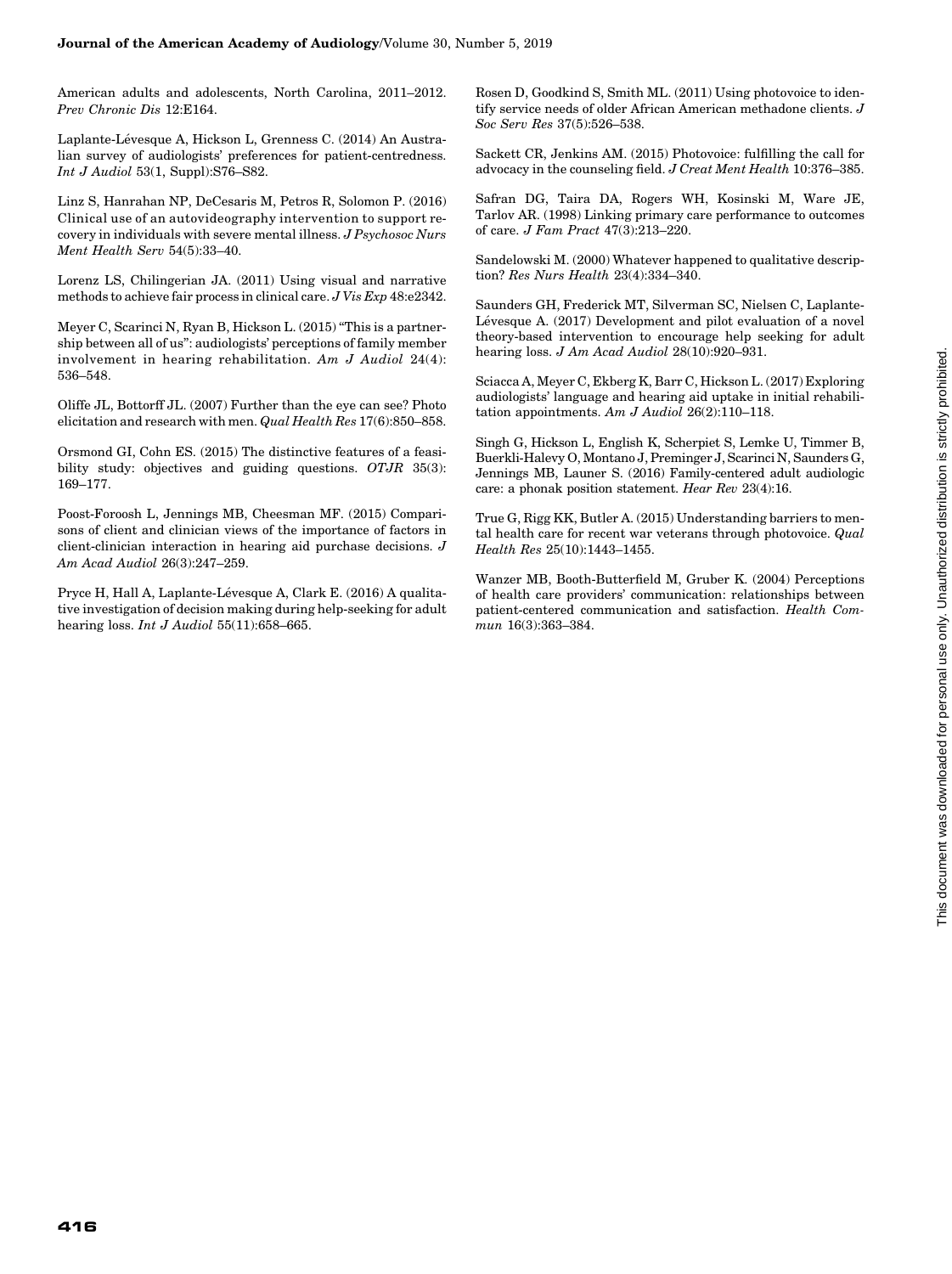American adults and adolescents, North Carolina, 2011–2012. *Prev Chronic Dis* 12:E164.

Laplante-Lévesque A, Hickson L, Grenness C. (2014) An Australian survey of audiologists' preferences for patient-centredness. *Int J Audiol* 53(1, Suppl):S76–S82.

Linz S, Hanrahan NP, DeCesaris M, Petros R, Solomon P. (2016) Clinical use of an autovideography intervention to support recovery in individuals with severe mental illness. *J Psychosoc Nurs Ment Health Serv* 54(5):33–40.

Lorenz LS, Chilingerian JA. (2011) Using visual and narrative methods to achieve fair process in clinical care. *J Vis Exp* 48:e2342.

Meyer C, Scarinci N, Ryan B, Hickson L. (2015) "This is a partnership between all of us": audiologists' perceptions of family member involvement in hearing rehabilitation. *Am J Audiol* 24(4): 536–548.

Oliffe JL, Bottorff JL. (2007) Further than the eye can see? Photo elicitation and research with men. *Qual Health Res* 17(6):850–858.

Orsmond GI, Cohn ES. (2015) The distinctive features of a feasibility study: objectives and guiding questions. *OTJR* 35(3): 169–177.

Poost-Foroosh L, Jennings MB, Cheesman MF. (2015) Comparisons of client and clinician views of the importance of factors in client-clinician interaction in hearing aid purchase decisions. *J Am Acad Audiol* 26(3):247–259.

Pryce H, Hall A, Laplante-Lévesque A, Clark E. (2016) A qualitative investigation of decision making during help-seeking for adult hearing loss. *Int J Audiol* 55(11):658–665.

Rosen D, Goodkind S, Smith ML. (2011) Using photovoice to identify service needs of older African American methadone clients. *J Soc Serv Res* 37(5):526–538.

Sackett CR, Jenkins AM. (2015) Photovoice: fulfilling the call for advocacy in the counseling field. *J Creat Ment Health* 10:376–385.

Safran DG, Taira DA, Rogers WH, Kosinski M, Ware JE, Tarlov AR. (1998) Linking primary care performance to outcomes of care. *J Fam Pract* 47(3):213–220.

Sandelowski M. (2000) Whatever happened to qualitative description? *Res Nurs Health* 23(4):334–340.

Saunders GH, Frederick MT, Silverman SC, Nielsen C, Laplante-Lévesque A. (2017) Development and pilot evaluation of a novel theory-based intervention to encourage help seeking for adult hearing loss. *J Am Acad Audiol* 28(10):920–931.

Sciacca A, Meyer C, Ekberg K, Barr C, Hickson L. (2017) Exploring audiologists' language and hearing aid uptake in initial rehabilitation appointments. *Am J Audiol* 26(2):110–118.

Singh G, Hickson L, English K, Scherpiet S, Lemke U, Timmer B, Buerkli-Halevy O, Montano J, Preminger J, Scarinci N, Saunders G, Jennings MB, Launer S. (2016) Family-centered adult audiologic care: a phonak position statement. *Hear Rev* 23(4):16.

True G, Rigg KK, Butler A. (2015) Understanding barriers to mental health care for recent war veterans through photovoice. *Qual Health Res* 25(10):1443–1455.

Wanzer MB, Booth-Butterfield M, Gruber K. (2004) Perceptions of health care providers' communication: relationships between patient-centered communication and satisfaction. *Health Commun* 16(3):363–384.